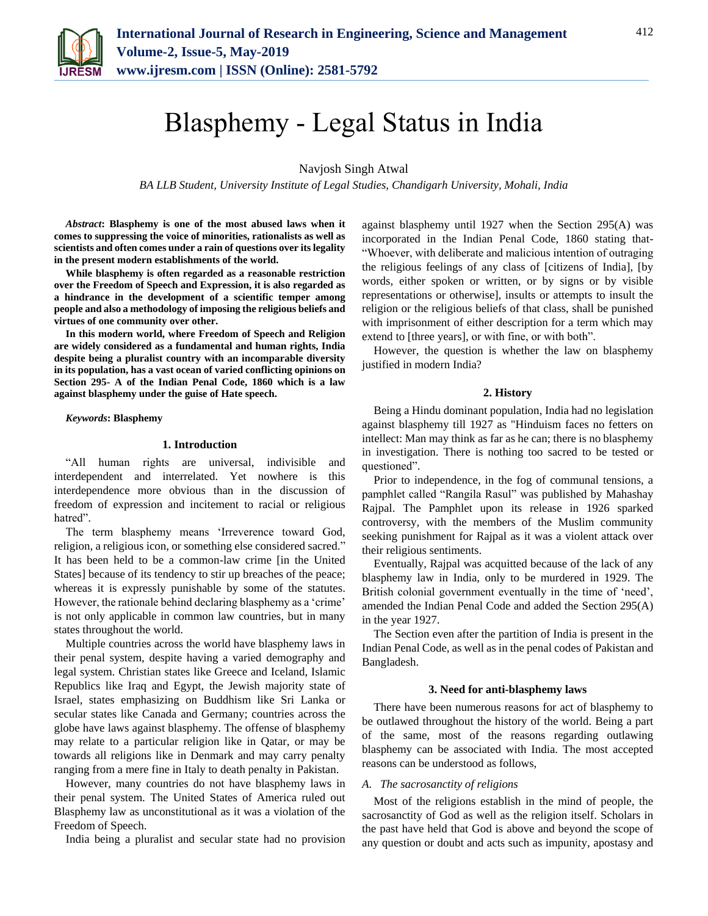# Blasphemy - Legal Status in India

Navjosh Singh Atwal

*BA LLB Student, University Institute of Legal Studies, Chandigarh University, Mohali, India*

***Abstract*: Blasphemy is one of the most abused laws when it comes to suppressing the voice of minorities, rationalists as well as scientists and often comes under a rain of questions over its legality in the present modern establishments of the world.**

**While blasphemy is often regarded as a reasonable restriction over the Freedom of Speech and Expression, it is also regarded as a hindrance in the development of a scientific temper among people and also a methodology of imposing the religious beliefs and virtues of one community over other.**

**In this modern world, where Freedom of Speech and Religion are widely considered as a fundamental and human rights, India despite being a pluralist country with an incomparable diversity in its population, has a vast ocean of varied conflicting opinions on Section 295- A of the Indian Penal Code, 1860 which is a law against blasphemy under the guise of Hate speech.**

***Keywords*: Blasphemy**

## 1. Introduction

"All human rights are universal, indivisible and interdependent and interrelated. Yet nowhere is this interdependence more obvious than in the discussion of freedom of expression and incitement to racial or religious hatred".

The term blasphemy means 'Irreverence toward God, religion, a religious icon, or something else considered sacred." It has been held to be a common-law crime [in the United States] because of its tendency to stir up breaches of the peace; whereas it is expressly punishable by some of the statutes. However, the rationale behind declaring blasphemy as a 'crime' is not only applicable in common law countries, but in many states throughout the world.

Multiple countries across the world have blasphemy laws in their penal system, despite having a varied demography and legal system. Christian states like Greece and Iceland, Islamic Republics like Iraq and Egypt, the Jewish majority state of Israel, states emphasizing on Buddhism like Sri Lanka or secular states like Canada and Germany; countries across the globe have laws against blasphemy. The offense of blasphemy may relate to a particular religion like in Qatar, or may be towards all religions like in Denmark and may carry penalty ranging from a mere fine in Italy to death penalty in Pakistan.

However, many countries do not have blasphemy laws in their penal system. The United States of America ruled out Blasphemy law as unconstitutional as it was a violation of the Freedom of Speech.

India being a pluralist and secular state had no provision against blasphemy until 1927 when the Section 295(A) was incorporated in the Indian Penal Code, 1860 stating that- "Whoever, with deliberate and malicious intention of outraging the religious feelings of any class of [citizens of India], [by words, either spoken or written, or by signs or by visible representations or otherwise], insults or attempts to insult the religion or the religious beliefs of that class, shall be punished with imprisonment of either description for a term which may extend to [three years], or with fine, or with both".

However, the question is whether the law on blasphemy justified in modern India?

## 2. History

Being a Hindu dominant population, India had no legislation against blasphemy till 1927 as "Hinduism faces no fetters on intellect: Man may think as far as he can; there is no blasphemy in investigation. There is nothing too sacred to be tested or questioned".

Prior to independence, in the fog of communal tensions, a pamphlet called "Rangila Rasul" was published by Mahashay Rajpal. The Pamphlet upon its release in 1926 sparked controversy, with the members of the Muslim community seeking punishment for Rajpal as it was a violent attack over their religious sentiments.

Eventually, Rajpal was acquitted because of the lack of any blasphemy law in India, only to be murdered in 1929. The British colonial government eventually in the time of 'need', amended the Indian Penal Code and added the Section 295(A) in the year 1927.

The Section even after the partition of India is present in the Indian Penal Code, as well as in the penal codes of Pakistan and Bangladesh.

## 3. Need for anti-blasphemy laws

There have been numerous reasons for act of blasphemy to be outlawed throughout the history of the world. Being a part of the same, most of the reasons regarding outlawing blasphemy can be associated with India. The most accepted reasons can be understood as follows,

### *A. The sacrosanctity of religions*

Most of the religions establish in the mind of people, the sacrosanctity of God as well as the religion itself. Scholars in the past have held that God is above and beyond the scope of any question or doubt and acts such as impunity, apostasy and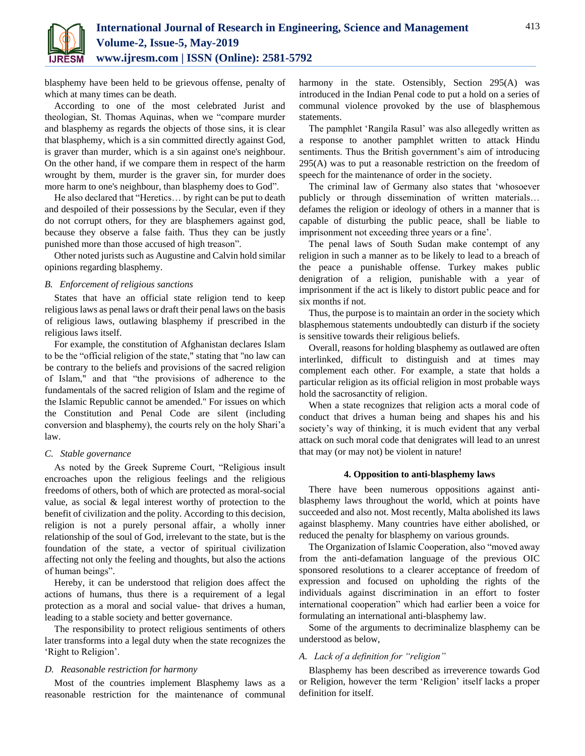blasphemy have been held to be grievous offense, penalty of which at many times can be death.

According to one of the most celebrated Jurist and theologian, St. Thomas Aquinas, when we "compare murder and blasphemy as regards the objects of those sins, it is clear that blasphemy, which is a sin committed directly against God, is graver than murder, which is a sin against one's neighbour. On the other hand, if we compare them in respect of the harm wrought by them, murder is the graver sin, for murder does more harm to one's neighbour, than blasphemy does to God".

He also declared that "Heretics… by right can be put to death and despoiled of their possessions by the Secular, even if they do not corrupt others, for they are blasphemers against god, because they observe a false faith. Thus they can be justly punished more than those accused of high treason".

Other noted jurists such as Augustine and Calvin hold similar opinions regarding blasphemy.

### *B. Enforcement of religious sanctions*

States that have an official state religion tend to keep religious laws as penal laws or draft their penal laws on the basis of religious laws, outlawing blasphemy if prescribed in the religious laws itself.

For example, the constitution of Afghanistan declares Islam to be the "official religion of the state," stating that "no law can be contrary to the beliefs and provisions of the sacred religion of Islam," and that "the provisions of adherence to the fundamentals of the sacred religion of Islam and the regime of the Islamic Republic cannot be amended." For issues on which the Constitution and Penal Code are silent (including conversion and blasphemy), the courts rely on the holy Shari'a law.

### *C. Stable governance*

As noted by the Greek Supreme Court, "Religious insult encroaches upon the religious feelings and the religious freedoms of others, both of which are protected as moral-social value, as social & legal interest worthy of protection to the benefit of civilization and the polity. According to this decision, religion is not a purely personal affair, a wholly inner relationship of the soul of God, irrelevant to the state, but is the foundation of the state, a vector of spiritual civilization affecting not only the feeling and thoughts, but also the actions of human beings".

Hereby, it can be understood that religion does affect the actions of humans, thus there is a requirement of a legal protection as a moral and social value- that drives a human, leading to a stable society and better governance.

The responsibility to protect religious sentiments of others later transforms into a legal duty when the state recognizes the 'Right to Religion'.

### *D. Reasonable restriction for harmony*

Most of the countries implement Blasphemy laws as a reasonable restriction for the maintenance of communal harmony in the state. Ostensibly, Section 295(A) was introduced in the Indian Penal code to put a hold on a series of communal violence provoked by the use of blasphemous statements.

The pamphlet 'Rangila Rasul' was also allegedly written as a response to another pamphlet written to attack Hindu sentiments. Thus the British government's aim of introducing 295(A) was to put a reasonable restriction on the freedom of speech for the maintenance of order in the society.

The criminal law of Germany also states that 'whosoever publicly or through dissemination of written materials… defames the religion or ideology of others in a manner that is capable of disturbing the public peace, shall be liable to imprisonment not exceeding three years or a fine'.

The penal laws of South Sudan make contempt of any religion in such a manner as to be likely to lead to a breach of the peace a punishable offense. Turkey makes public denigration of a religion, punishable with a year of imprisonment if the act is likely to distort public peace and for six months if not.

Thus, the purpose is to maintain an order in the society which blasphemous statements undoubtedly can disturb if the society is sensitive towards their religious beliefs.

Overall, reasons for holding blasphemy as outlawed are often interlinked, difficult to distinguish and at times may complement each other. For example, a state that holds a particular religion as its official religion in most probable ways hold the sacrosanctity of religion.

When a state recognizes that religion acts a moral code of conduct that drives a human being and shapes his and his society's way of thinking, it is much evident that any verbal attack on such moral code that denigrates will lead to an unrest that may (or may not) be violent in nature!

## 4. Opposition to anti-blasphemy laws

There have been numerous oppositions against anti-blasphemy laws throughout the world, which at points have succeeded and also not. Most recently, Malta abolished its laws against blasphemy. Many countries have either abolished, or reduced the penalty for blasphemy on various grounds.

The Organization of Islamic Cooperation, also "moved away from the anti-defamation language of the previous OIC sponsored resolutions to a clearer acceptance of freedom of expression and focused on upholding the rights of the individuals against discrimination in an effort to foster international cooperation" which had earlier been a voice for formulating an international anti-blasphemy law.

Some of the arguments to decriminalize blasphemy can be understood as below,

### *A. Lack of a definition for "religion"*

Blasphemy has been described as irreverence towards God or Religion, however the term 'Religion' itself lacks a proper definition for itself.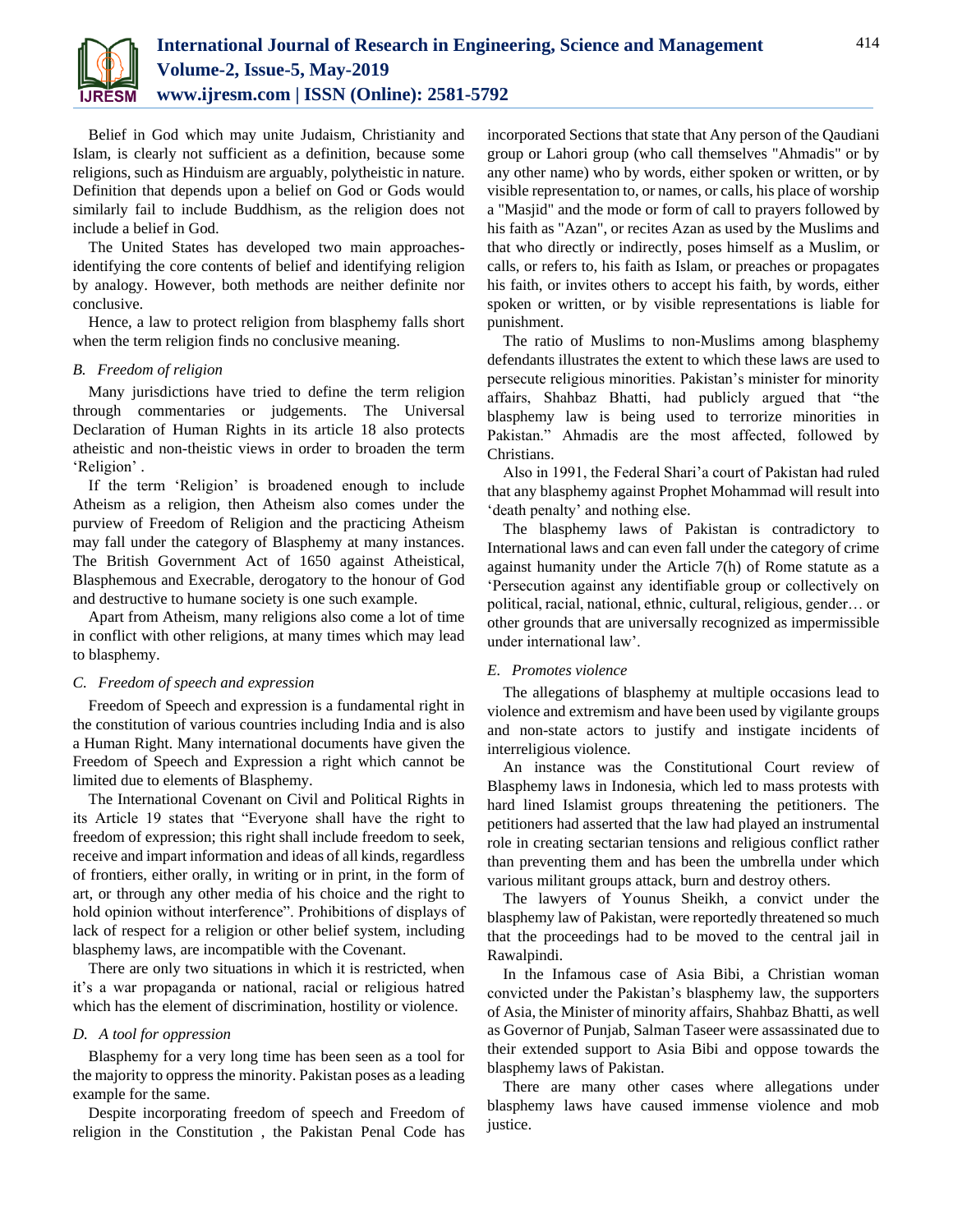Belief in God which may unite Judaism, Christianity and Islam, is clearly not sufficient as a definition, because some religions, such as Hinduism are arguably, polytheistic in nature. Definition that depends upon a belief on God or Gods would similarly fail to include Buddhism, as the religion does not include a belief in God.

The United States has developed two main approaches-identifying the core contents of belief and identifying religion by analogy. However, both methods are neither definite nor conclusive.

Hence, a law to protect religion from blasphemy falls short when the term religion finds no conclusive meaning.

### *B. Freedom of religion*

Many jurisdictions have tried to define the term religion through commentaries or judgements. The Universal Declaration of Human Rights in its article 18 also protects atheistic and non-theistic views in order to broaden the term 'Religion' .

If the term 'Religion' is broadened enough to include Atheism as a religion, then Atheism also comes under the purview of Freedom of Religion and the practicing Atheism may fall under the category of Blasphemy at many instances. The British Government Act of 1650 against Atheistical, Blasphemous and Execrable, derogatory to the honour of God and destructive to humane society is one such example.

Apart from Atheism, many religions also come a lot of time in conflict with other religions, at many times which may lead to blasphemy.

### *C. Freedom of speech and expression*

Freedom of Speech and expression is a fundamental right in the constitution of various countries including India and is also a Human Right. Many international documents have given the Freedom of Speech and Expression a right which cannot be limited due to elements of Blasphemy.

The International Covenant on Civil and Political Rights in its Article 19 states that "Everyone shall have the right to freedom of expression; this right shall include freedom to seek, receive and impart information and ideas of all kinds, regardless of frontiers, either orally, in writing or in print, in the form of art, or through any other media of his choice and the right to hold opinion without interference". Prohibitions of displays of lack of respect for a religion or other belief system, including blasphemy laws, are incompatible with the Covenant.

There are only two situations in which it is restricted, when it's a war propaganda or national, racial or religious hatred which has the element of discrimination, hostility or violence.

### *D. A tool for oppression*

Blasphemy for a very long time has been seen as a tool for the majority to oppress the minority. Pakistan poses as a leading example for the same.

Despite incorporating freedom of speech and Freedom of religion in the Constitution , the Pakistan Penal Code has incorporated Sections that state that Any person of the Qaudiani group or Lahori group (who call themselves "Ahmadis" or by any other name) who by words, either spoken or written, or by visible representation to, or names, or calls, his place of worship a "Masjid" and the mode or form of call to prayers followed by his faith as "Azan", or recites Azan as used by the Muslims and that who directly or indirectly, poses himself as a Muslim, or calls, or refers to, his faith as Islam, or preaches or propagates his faith, or invites others to accept his faith, by words, either spoken or written, or by visible representations is liable for punishment.

The ratio of Muslims to non-Muslims among blasphemy defendants illustrates the extent to which these laws are used to persecute religious minorities. Pakistan's minister for minority affairs, Shahbaz Bhatti, had publicly argued that "the blasphemy law is being used to terrorize minorities in Pakistan." Ahmadis are the most affected, followed by Christians.

Also in 1991, the Federal Shari'a court of Pakistan had ruled that any blasphemy against Prophet Mohammad will result into 'death penalty' and nothing else.

The blasphemy laws of Pakistan is contradictory to International laws and can even fall under the category of crime against humanity under the Article 7(h) of Rome statute as a 'Persecution against any identifiable group or collectively on political, racial, national, ethnic, cultural, religious, gender… or other grounds that are universally recognized as impermissible under international law'.

### *E. Promotes violence*

The allegations of blasphemy at multiple occasions lead to violence and extremism and have been used by vigilante groups and non-state actors to justify and instigate incidents of interreligious violence.

An instance was the Constitutional Court review of Blasphemy laws in Indonesia, which led to mass protests with hard lined Islamist groups threatening the petitioners. The petitioners had asserted that the law had played an instrumental role in creating sectarian tensions and religious conflict rather than preventing them and has been the umbrella under which various militant groups attack, burn and destroy others.

The lawyers of Younus Sheikh, a convict under the blasphemy law of Pakistan, were reportedly threatened so much that the proceedings had to be moved to the central jail in Rawalpindi.

In the Infamous case of Asia Bibi, a Christian woman convicted under the Pakistan's blasphemy law, the supporters of Asia, the Minister of minority affairs, Shahbaz Bhatti, as well as Governor of Punjab, Salman Taseer were assassinated due to their extended support to Asia Bibi and oppose towards the blasphemy laws of Pakistan.

There are many other cases where allegations under blasphemy laws have caused immense violence and mob justice.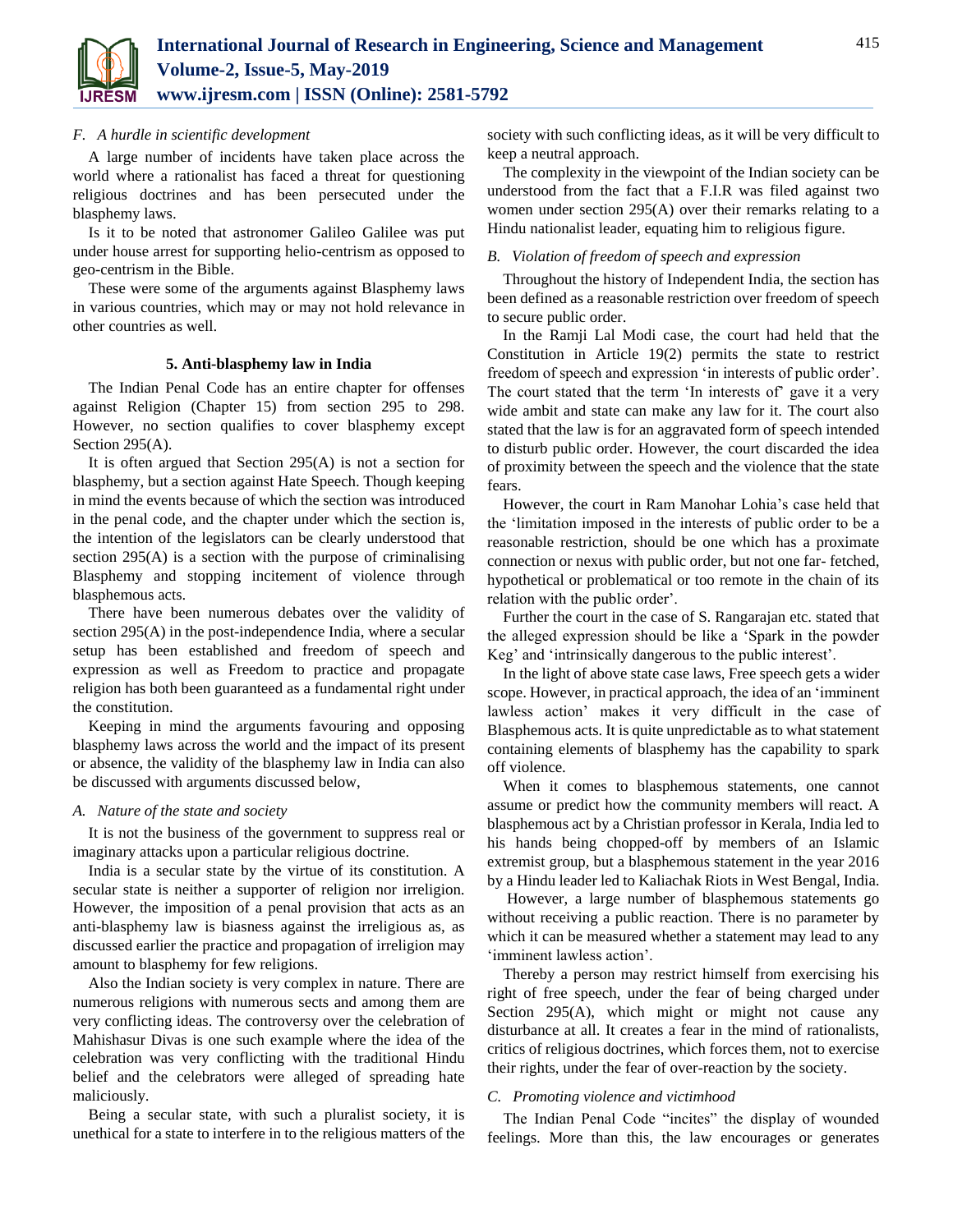#### *F. A hurdle in scientific development*

A large number of incidents have taken place across the world where a rationalist has faced a threat for questioning religious doctrines and has been persecuted under the blasphemy laws.

Is it to be noted that astronomer Galileo Galilee was put under house arrest for supporting helio-centrism as opposed to geo-centrism in the Bible.

These were some of the arguments against Blasphemy laws in various countries, which may or may not hold relevance in other countries as well.

## 5. Anti-blasphemy law in India

The Indian Penal Code has an entire chapter for offenses against Religion (Chapter 15) from section 295 to 298. However, no section qualifies to cover blasphemy except Section 295(A).

It is often argued that Section 295(A) is not a section for blasphemy, but a section against Hate Speech. Though keeping in mind the events because of which the section was introduced in the penal code, and the chapter under which the section is, the intention of the legislators can be clearly understood that section 295(A) is a section with the purpose of criminalising Blasphemy and stopping incitement of violence through blasphemous acts.

There have been numerous debates over the validity of section 295(A) in the post-independence India, where a secular setup has been established and freedom of speech and expression as well as Freedom to practice and propagate religion has both been guaranteed as a fundamental right under the constitution.

Keeping in mind the arguments favouring and opposing blasphemy laws across the world and the impact of its present or absence, the validity of the blasphemy law in India can also be discussed with arguments discussed below,

#### *A. Nature of the state and society*

It is not the business of the government to suppress real or imaginary attacks upon a particular religious doctrine.

India is a secular state by the virtue of its constitution. A secular state is neither a supporter of religion nor irreligion. However, the imposition of a penal provision that acts as an anti-blasphemy law is biasness against the irreligious as, as discussed earlier the practice and propagation of irreligion may amount to blasphemy for few religions.

Also the Indian society is very complex in nature. There are numerous religions with numerous sects and among them are very conflicting ideas. The controversy over the celebration of Mahishasur Divas is one such example where the idea of the celebration was very conflicting with the traditional Hindu belief and the celebrators were alleged of spreading hate maliciously.

Being a secular state, with such a pluralist society, it is unethical for a state to interfere in to the religious matters of the society with such conflicting ideas, as it will be very difficult to keep a neutral approach.

The complexity in the viewpoint of the Indian society can be understood from the fact that a F.I.R was filed against two women under section 295(A) over their remarks relating to a Hindu nationalist leader, equating him to religious figure.

#### *B. Violation of freedom of speech and expression*

Throughout the history of Independent India, the section has been defined as a reasonable restriction over freedom of speech to secure public order.

In the Ramji Lal Modi case, the court had held that the Constitution in Article 19(2) permits the state to restrict freedom of speech and expression 'in interests of public order'. The court stated that the term 'In interests of' gave it a very wide ambit and state can make any law for it. The court also stated that the law is for an aggravated form of speech intended to disturb public order. However, the court discarded the idea of proximity between the speech and the violence that the state fears.

However, the court in Ram Manohar Lohia's case held that the 'limitation imposed in the interests of public order to be a reasonable restriction, should be one which has a proximate connection or nexus with public order, but not one far- fetched, hypothetical or problematical or too remote in the chain of its relation with the public order'.

Further the court in the case of S. Rangarajan etc. stated that the alleged expression should be like a 'Spark in the powder Keg' and 'intrinsically dangerous to the public interest'.

In the light of above state case laws, Free speech gets a wider scope. However, in practical approach, the idea of an 'imminent lawless action' makes it very difficult in the case of Blasphemous acts. It is quite unpredictable as to what statement containing elements of blasphemy has the capability to spark off violence.

When it comes to blasphemous statements, one cannot assume or predict how the community members will react. A blasphemous act by a Christian professor in Kerala, India led to his hands being chopped-off by members of an Islamic extremist group, but a blasphemous statement in the year 2016 by a Hindu leader led to Kaliachak Riots in West Bengal, India.

However, a large number of blasphemous statements go without receiving a public reaction. There is no parameter by which it can be measured whether a statement may lead to any 'imminent lawless action'.

Thereby a person may restrict himself from exercising his right of free speech, under the fear of being charged under Section 295(A), which might or might not cause any disturbance at all. It creates a fear in the mind of rationalists, critics of religious doctrines, which forces them, not to exercise their rights, under the fear of over-reaction by the society.

#### *C. Promoting violence and victimhood*

The Indian Penal Code "incites" the display of wounded feelings. More than this, the law encourages or generates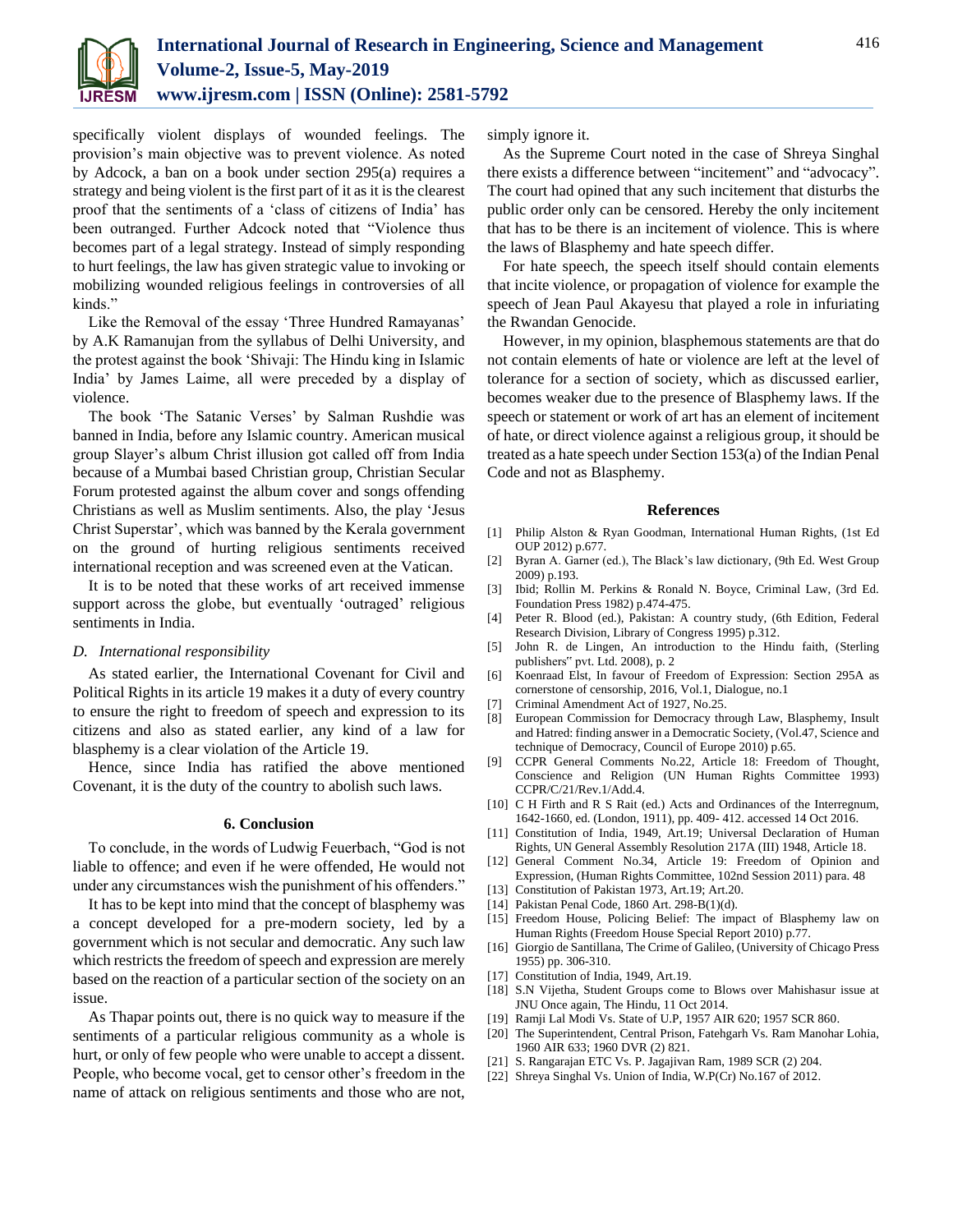specifically violent displays of wounded feelings. The provision's main objective was to prevent violence. As noted by Adcock, a ban on a book under section 295(a) requires a strategy and being violent is the first part of it as it is the clearest proof that the sentiments of a 'class of citizens of India' has been outranged. Further Adcock noted that "Violence thus becomes part of a legal strategy. Instead of simply responding to hurt feelings, the law has given strategic value to invoking or mobilizing wounded religious feelings in controversies of all kinds."

Like the Removal of the essay 'Three Hundred Ramayanas' by A.K Ramanujan from the syllabus of Delhi University, and the protest against the book 'Shivaji: The Hindu king in Islamic India' by James Laime, all were preceded by a display of violence.

The book 'The Satanic Verses' by Salman Rushdie was banned in India, before any Islamic country. American musical group Slayer's album Christ illusion got called off from India because of a Mumbai based Christian group, Christian Secular Forum protested against the album cover and songs offending Christians as well as Muslim sentiments. Also, the play 'Jesus Christ Superstar', which was banned by the Kerala government on the ground of hurting religious sentiments received international reception and was screened even at the Vatican.

It is to be noted that these works of art received immense support across the globe, but eventually 'outraged' religious sentiments in India.

### *D. International responsibility*

As stated earlier, the International Covenant for Civil and Political Rights in its article 19 makes it a duty of every country to ensure the right to freedom of speech and expression to its citizens and also as stated earlier, any kind of a law for blasphemy is a clear violation of the Article 19.

Hence, since India has ratified the above mentioned Covenant, it is the duty of the country to abolish such laws.

## 6. Conclusion

To conclude, in the words of Ludwig Feuerbach, "God is not liable to offence; and even if he were offended, He would not under any circumstances wish the punishment of his offenders."

It has to be kept into mind that the concept of blasphemy was a concept developed for a pre-modern society, led by a government which is not secular and democratic. Any such law which restricts the freedom of speech and expression are merely based on the reaction of a particular section of the society on an issue.

As Thapar points out, there is no quick way to measure if the sentiments of a particular religious community as a whole is hurt, or only of few people who were unable to accept a dissent. People, who become vocal, get to censor other's freedom in the name of attack on religious sentiments and those who are not, simply ignore it.

As the Supreme Court noted in the case of Shreya Singhal there exists a difference between "incitement" and "advocacy". The court had opined that any such incitement that disturbs the public order only can be censored. Hereby the only incitement that has to be there is an incitement of violence. This is where the laws of Blasphemy and hate speech differ.

For hate speech, the speech itself should contain elements that incite violence, or propagation of violence for example the speech of Jean Paul Akayesu that played a role in infuriating the Rwandan Genocide.

However, in my opinion, blasphemous statements are that do not contain elements of hate or violence are left at the level of tolerance for a section of society, which as discussed earlier, becomes weaker due to the presence of Blasphemy laws. If the speech or statement or work of art has an element of incitement of hate, or direct violence against a religious group, it should be treated as a hate speech under Section 153(a) of the Indian Penal Code and not as Blasphemy.

## References

[1] Philip Alston & Ryan Goodman, International Human Rights, (1st Ed OUP 2012) p.677.
[2] Byran A. Garner (ed.), The Black's law dictionary, (9th Ed. West Group 2009) p.193.
[3] Ibid; Rollin M. Perkins & Ronald N. Boyce, Criminal Law, (3rd Ed. Foundation Press 1982) p.474-475.
[4] Peter R. Blood (ed.), Pakistan: A country study, (6th Edition, Federal Research Division, Library of Congress 1995) p.312.
[5] John R. de Lingen, An introduction to the Hindu faith, (Sterling publishers" pvt. Ltd. 2008), p. 2
[6] Koenraad Elst, In favour of Freedom of Expression: Section 295A as cornerstone of censorship, 2016, Vol.1, Dialogue, no.1
[7] Criminal Amendment Act of 1927, No.25.
[8] European Commission for Democracy through Law, Blasphemy, Insult and Hatred: finding answer in a Democratic Society, (Vol.47, Science and technique of Democracy, Council of Europe 2010) p.65.
[9] CCPR General Comments No.22, Article 18: Freedom of Thought, Conscience and Religion (UN Human Rights Committee 1993) CCPR/C/21/Rev.1/Add.4.
[10] C H Firth and R S Rait (ed.) Acts and Ordinances of the Interregnum, 1642-1660, ed. (London, 1911), pp. 409- 412. accessed 14 Oct 2016.
[11] Constitution of India, 1949, Art.19; Universal Declaration of Human Rights, UN General Assembly Resolution 217A (III) 1948, Article 18.
[12] General Comment No.34, Article 19: Freedom of Opinion and Expression, (Human Rights Committee, 102nd Session 2011) para. 48
[13] Constitution of Pakistan 1973, Art.19; Art.20.
[14] Pakistan Penal Code, 1860 Art. 298-B(1)(d).
[15] Freedom House, Policing Belief: The impact of Blasphemy law on Human Rights (Freedom House Special Report 2010) p.77.
[16] Giorgio de Santillana, The Crime of Galileo, (University of Chicago Press 1955) pp. 306-310.
[17] Constitution of India, 1949, Art.19.
[18] S.N Vijetha, Student Groups come to Blows over Mahishasur issue at JNU Once again, The Hindu, 11 Oct 2014.
[19] Ramji Lal Modi Vs. State of U.P, 1957 AIR 620; 1957 SCR 860.
[20] The Superintendent, Central Prison, Fatehgarh Vs. Ram Manohar Lohia, 1960 AIR 633; 1960 DVR (2) 821.
[21] S. Rangarajan ETC Vs. P. Jagajivan Ram, 1989 SCR (2) 204.
[22] Shreya Singhal Vs. Union of India, W.P(Cr) No.167 of 2012.